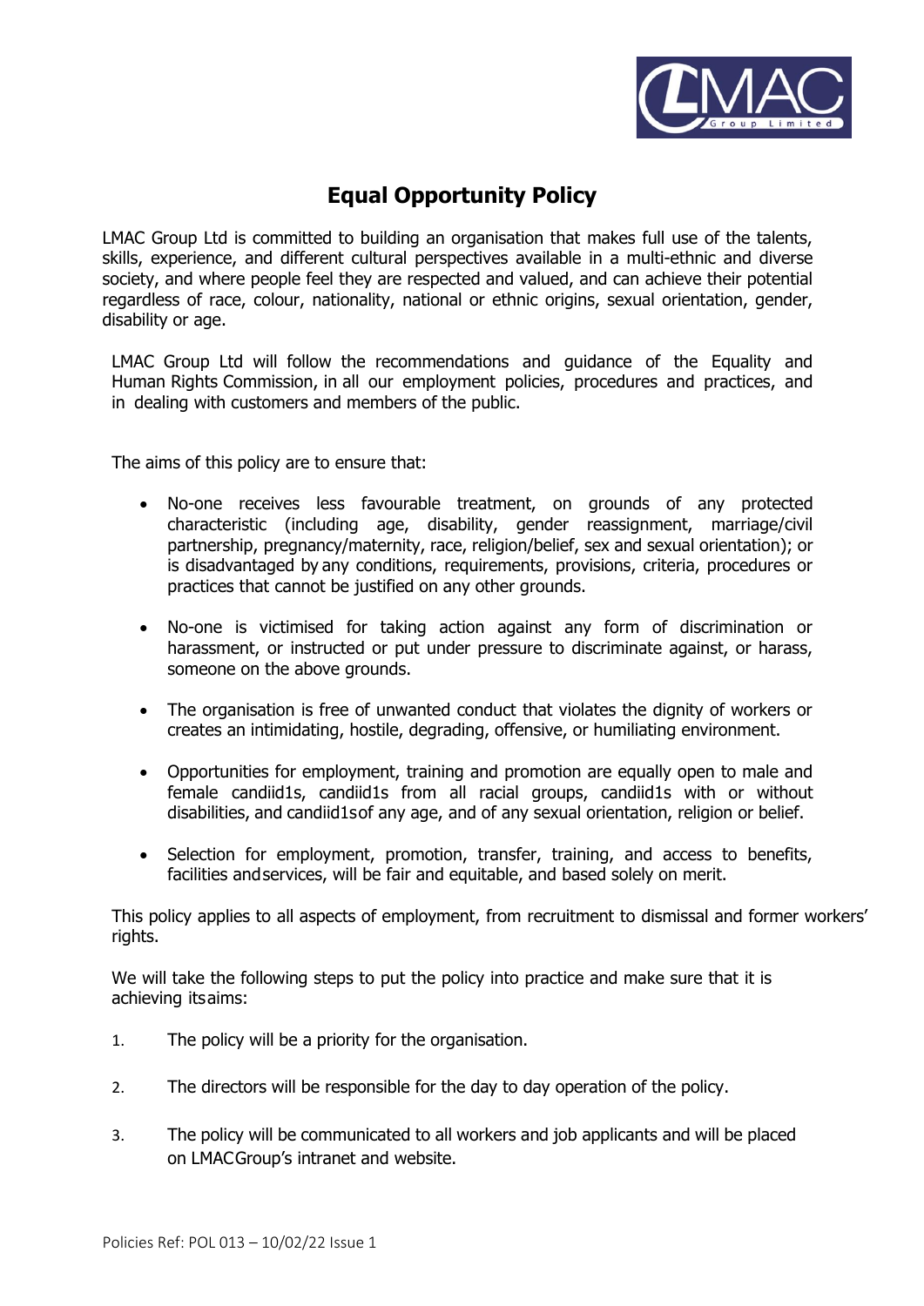# Equal Opportunity Policy

LMAC Group Ltd is committed to building an organisation that makes full use of the talents, skills, experience, and different cultural perspectives available in a multi-ethnic and diverse society, and where people feel they are respected and valued, and can achieve their potential regardless of race, colour, nationality, national or ethnic origins, sexual orientation, gender, disability or age.

LMAC Group Ltd will follow the recommendations and guidance of the Equality and Human Rights Commission, in all our employment policies, procedures and practices, and in dealing with customers and members of the public.

The aims of this policy are to ensure that:

- No-one receives less favourable treatment, on grounds of any protected characteristic (including age, disability, gender reassignment, marriage/civil partnership, pregnancy/maternity, race, religion/belief, sex and sexual orientation); or is disadvantaged by any conditions, requirements, provisions, criteria, procedures or practices that cannot be justified on any other grounds.

- No-one is victimised for taking action against any form of discrimination or harassment, or instructed or put under pressure to discriminate against, or harass, someone on the above grounds.

- The organisation is free of unwanted conduct that violates the dignity of workers or creates an intimidating, hostile, degrading, offensive, or humiliating environment.

- Opportunities for employment, training and promotion are equally open to male and female candiid1s, candiid1s from all racial groups, candiid1s with or without disabilities, and candiid1sof any age, and of any sexual orientation, religion or belief.

- Selection for employment, promotion, transfer, training, and access to benefits, facilities andservices, will be fair and equitable, and based solely on merit.

This policy applies to all aspects of employment, from recruitment to dismissal and former workers' rights.

We will take the following steps to put the policy into practice and make sure that it is achieving itsaims:

1. The policy will be a priority for the organisation.

2. The directors will be responsible for the day to day operation of the policy.

3. The policy will be communicated to all workers and job applicants and will be placed on LMACGroup's intranet and website.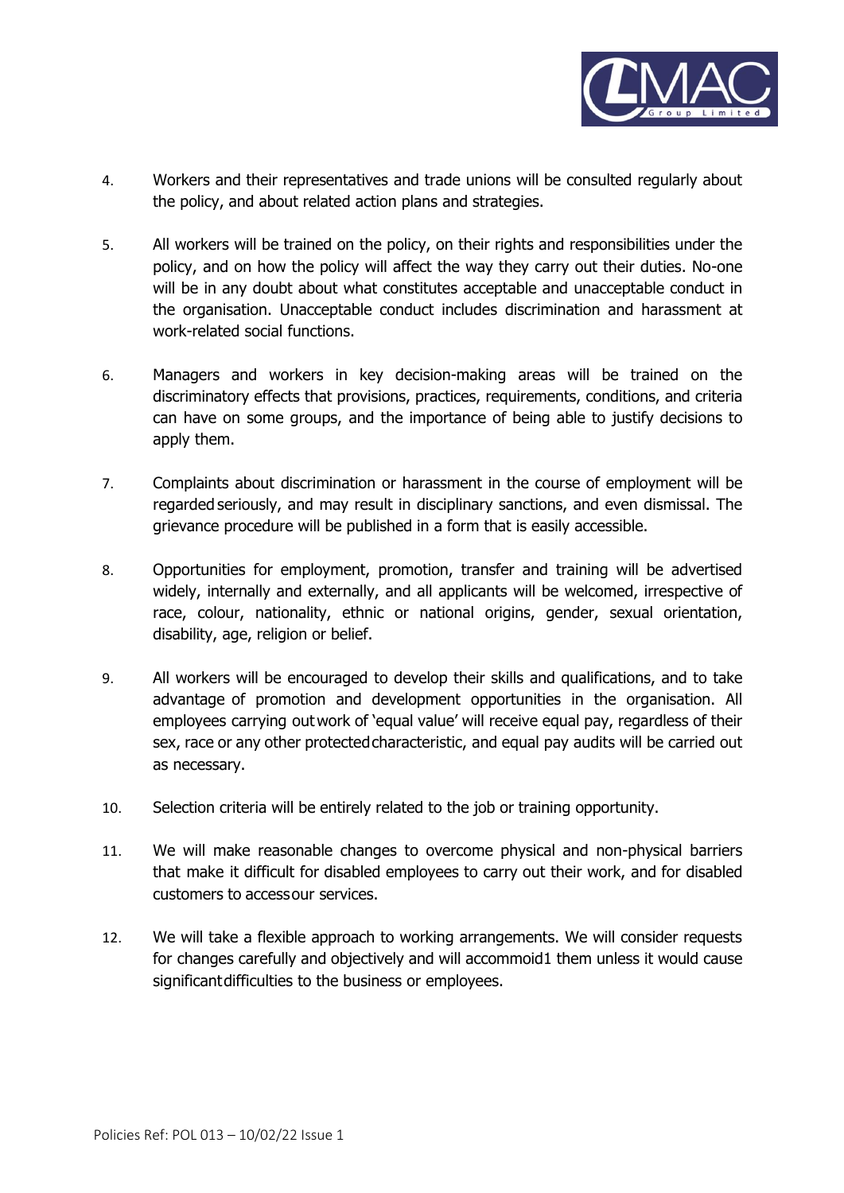4. Workers and their representatives and trade unions will be consulted regularly about the policy, and about related action plans and strategies.

5. All workers will be trained on the policy, on their rights and responsibilities under the policy, and on how the policy will affect the way they carry out their duties. No-one will be in any doubt about what constitutes acceptable and unacceptable conduct in the organisation. Unacceptable conduct includes discrimination and harassment at work-related social functions.

6. Managers and workers in key decision-making areas will be trained on the discriminatory effects that provisions, practices, requirements, conditions, and criteria can have on some groups, and the importance of being able to justify decisions to apply them.

7. Complaints about discrimination or harassment in the course of employment will be regarded seriously, and may result in disciplinary sanctions, and even dismissal. The grievance procedure will be published in a form that is easily accessible.

8. Opportunities for employment, promotion, transfer and training will be advertised widely, internally and externally, and all applicants will be welcomed, irrespective of race, colour, nationality, ethnic or national origins, gender, sexual orientation, disability, age, religion or belief.

9. All workers will be encouraged to develop their skills and qualifications, and to take advantage of promotion and development opportunities in the organisation. All employees carrying out work of 'equal value' will receive equal pay, regardless of their sex, race or any other protected characteristic, and equal pay audits will be carried out as necessary.

10. Selection criteria will be entirely related to the job or training opportunity.

11. We will make reasonable changes to overcome physical and non-physical barriers that make it difficult for disabled employees to carry out their work, and for disabled customers to access our services.

12. We will take a flexible approach to working arrangements. We will consider requests for changes carefully and objectively and will accommoid1 them unless it would cause significant difficulties to the business or employees.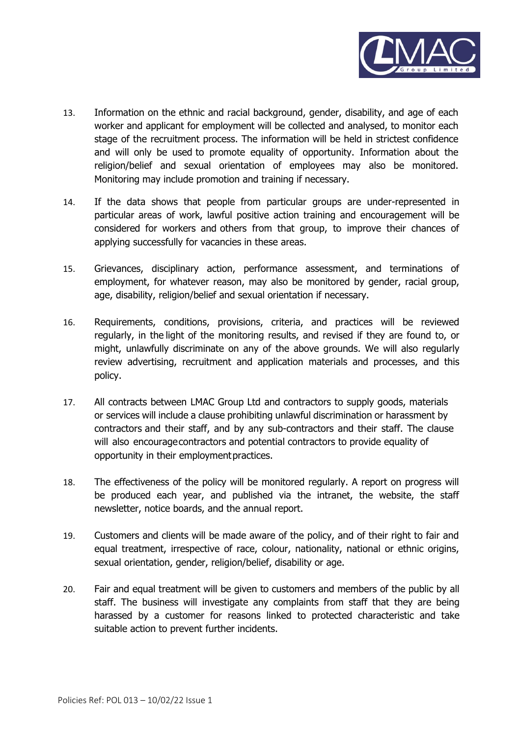13. Information on the ethnic and racial background, gender, disability, and age of each worker and applicant for employment will be collected and analysed, to monitor each stage of the recruitment process. The information will be held in strictest confidence and will only be used to promote equality of opportunity. Information about the religion/belief and sexual orientation of employees may also be monitored. Monitoring may include promotion and training if necessary.

14. If the data shows that people from particular groups are under-represented in particular areas of work, lawful positive action training and encouragement will be considered for workers and others from that group, to improve their chances of applying successfully for vacancies in these areas.

15. Grievances, disciplinary action, performance assessment, and terminations of employment, for whatever reason, may also be monitored by gender, racial group, age, disability, religion/belief and sexual orientation if necessary.

16. Requirements, conditions, provisions, criteria, and practices will be reviewed regularly, in the light of the monitoring results, and revised if they are found to, or might, unlawfully discriminate on any of the above grounds. We will also regularly review advertising, recruitment and application materials and processes, and this policy.

17. All contracts between LMAC Group Ltd and contractors to supply goods, materials or services will include a clause prohibiting unlawful discrimination or harassment by contractors and their staff, and by any sub-contractors and their staff. The clause will also encourage contractors and potential contractors to provide equality of opportunity in their employment practices.

18. The effectiveness of the policy will be monitored regularly. A report on progress will be produced each year, and published via the intranet, the website, the staff newsletter, notice boards, and the annual report.

19. Customers and clients will be made aware of the policy, and of their right to fair and equal treatment, irrespective of race, colour, nationality, national or ethnic origins, sexual orientation, gender, religion/belief, disability or age.

20. Fair and equal treatment will be given to customers and members of the public by all staff. The business will investigate any complaints from staff that they are being harassed by a customer for reasons linked to protected characteristic and take suitable action to prevent further incidents.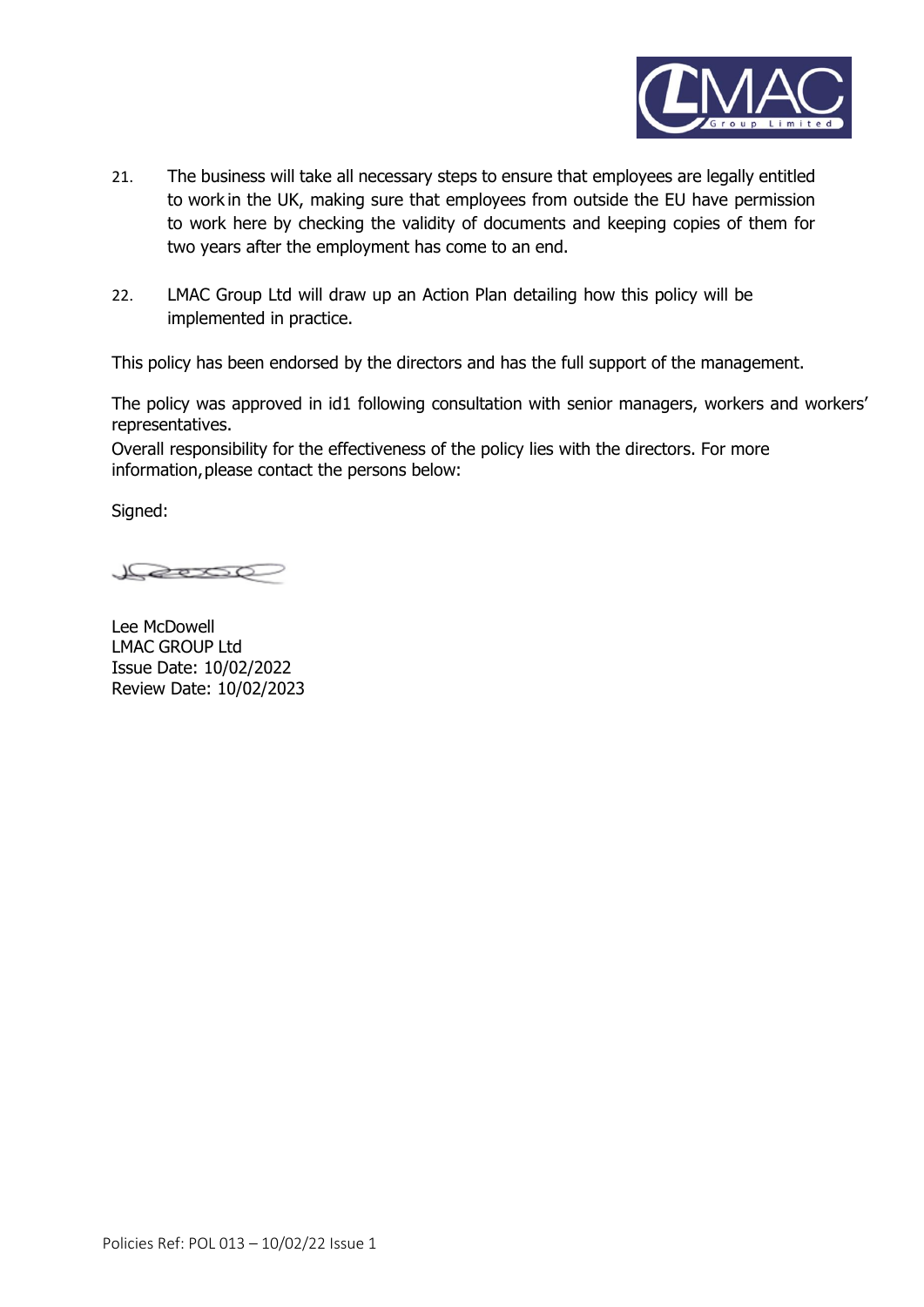21. The business will take all necessary steps to ensure that employees are legally entitled to work in the UK, making sure that employees from outside the EU have permission to work here by checking the validity of documents and keeping copies of them for two years after the employment has come to an end.

22. LMAC Group Ltd will draw up an Action Plan detailing how this policy will be implemented in practice.

This policy has been endorsed by the directors and has the full support of the management.

The policy was approved in id1 following consultation with senior managers, workers and workers' representatives.
Overall responsibility for the effectiveness of the policy lies with the directors. For more information, please contact the persons below:

Signed:

Lee McDowell
LMAC GROUP Ltd
Issue Date: 10/02/2022
Review Date: 10/02/2023

Policies Ref: POL 013 – 10/02/22 Issue 1